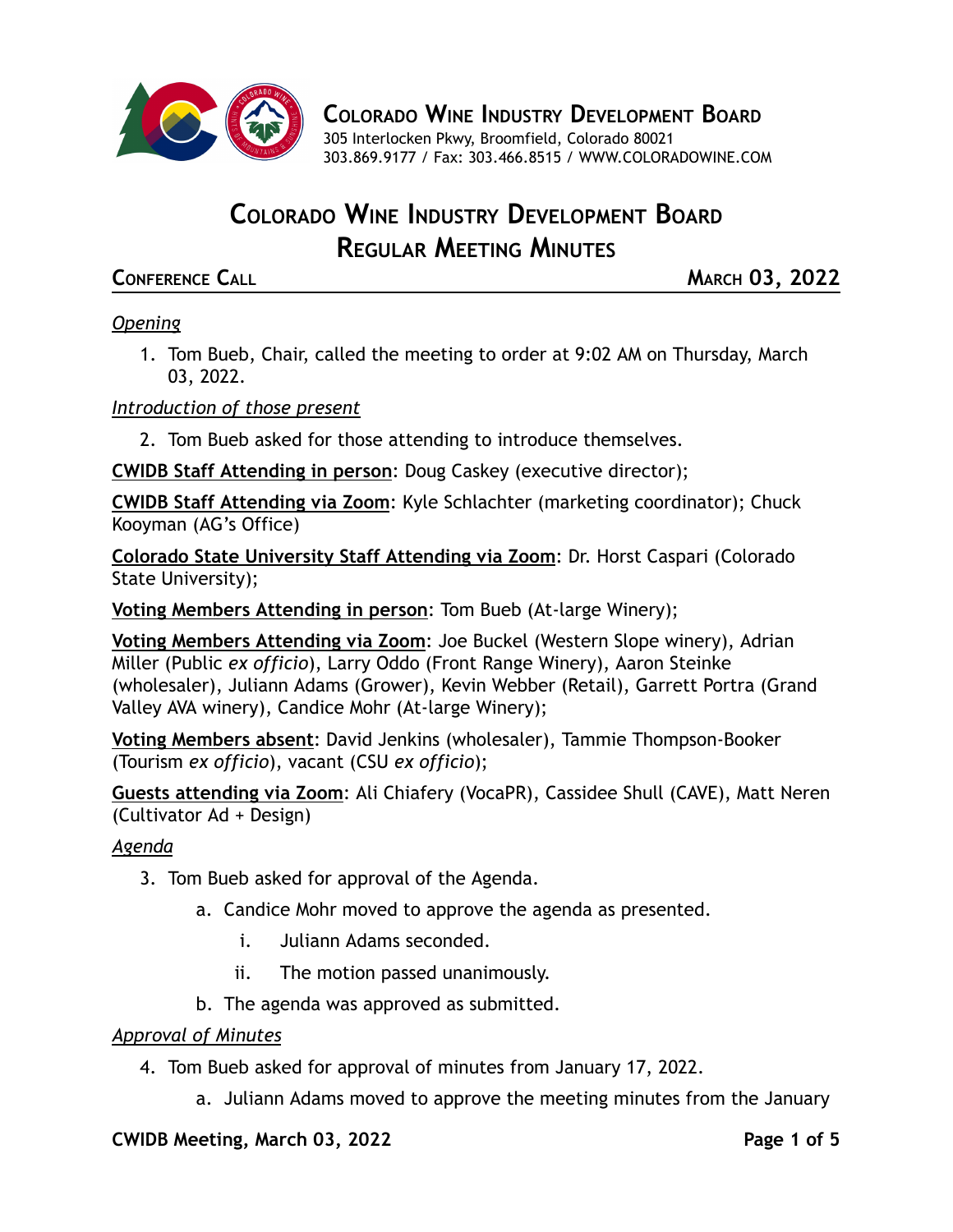# Colorado Wine Industry Development Board

305 Interlocken Pkwy, Broomfield, Colorado 80021
303.869.9177 / Fax: 303.466.8515 / WWW.COLORADOWINE.COM

## Colorado Wine Industry Development Board
## Regular Meeting Minutes

**Conference Call** **March 03, 2022**

*Opening*

1. Tom Bueb, Chair, called the meeting to order at 9:02 AM on Thursday, March 03, 2022.

*Introduction of those present*

2. Tom Bueb asked for those attending to introduce themselves.

**CWIDB Staff Attending in person**: Doug Caskey (executive director);

**CWIDB Staff Attending via Zoom**: Kyle Schlachter (marketing coordinator); Chuck Kooyman (AG's Office)

**Colorado State University Staff Attending via Zoom**: Dr. Horst Caspari (Colorado State University);

**Voting Members Attending in person**: Tom Bueb (At-large Winery);

**Voting Members Attending via Zoom**: Joe Buckel (Western Slope winery), Adrian Miller (Public *ex officio*), Larry Oddo (Front Range Winery), Aaron Steinke (wholesaler), Juliann Adams (Grower), Kevin Webber (Retail), Garrett Portra (Grand Valley AVA winery), Candice Mohr (At-large Winery);

**Voting Members absent**: David Jenkins (wholesaler), Tammie Thompson-Booker (Tourism *ex officio*), vacant (CSU *ex officio*);

**Guests attending via Zoom**: Ali Chiafery (VocaPR), Cassidee Shull (CAVE), Matt Neren (Cultivator Ad + Design)

*Agenda*

3. Tom Bueb asked for approval of the Agenda.
    a. Candice Mohr moved to approve the agenda as presented.
        i. Juliann Adams seconded.
        ii. The motion passed unanimously.
    b. The agenda was approved as submitted.

*Approval of Minutes*

4. Tom Bueb asked for approval of minutes from January 17, 2022.
    a. Juliann Adams moved to approve the meeting minutes from the January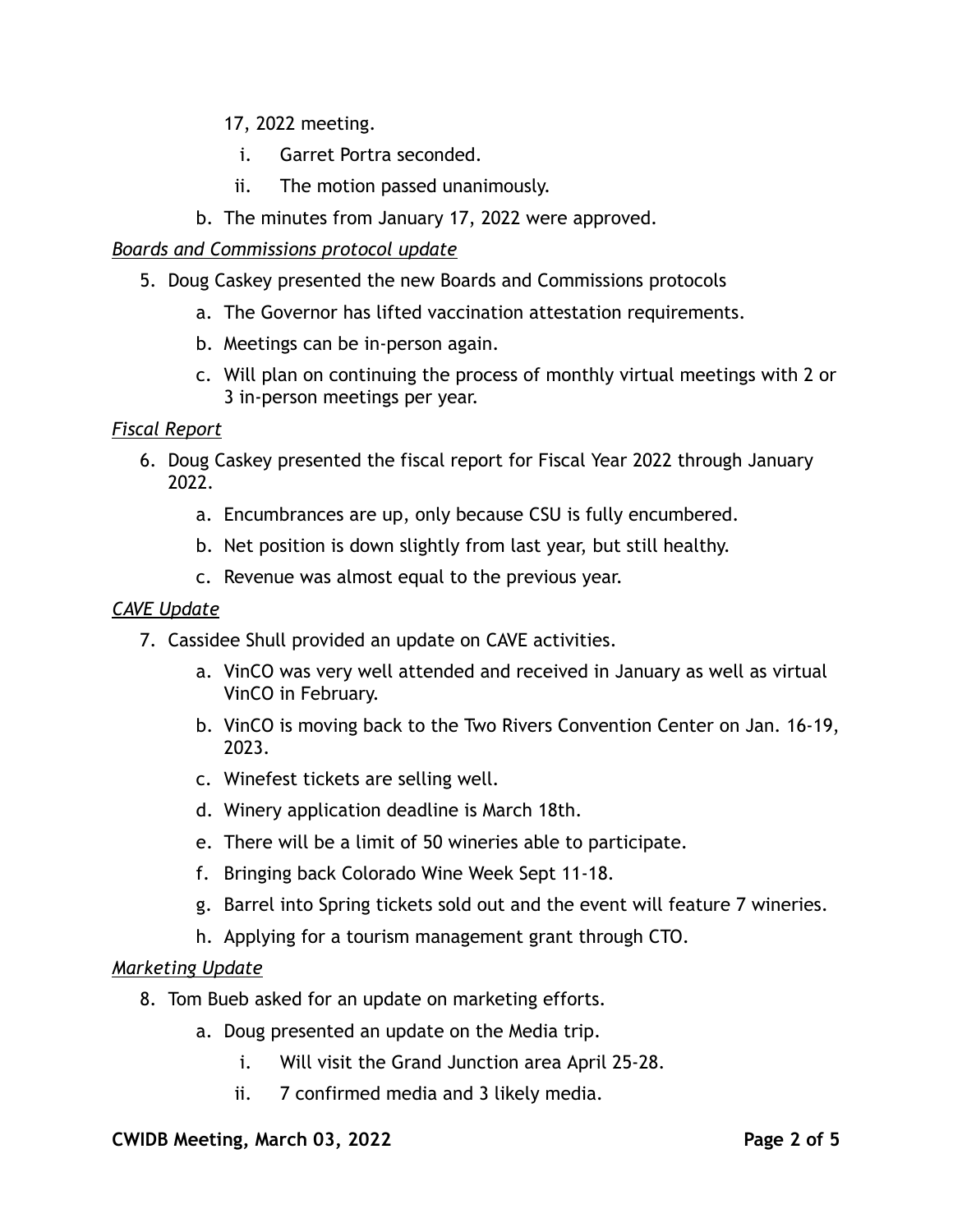17, 2022 meeting.

    i. Garret Portra seconded.
    ii. The motion passed unanimously.

b. The minutes from January 17, 2022 were approved.

*Boards and Commissions protocol update*

5. Doug Caskey presented the new Boards and Commissions protocols
    a. The Governor has lifted vaccination attestation requirements.
    b. Meetings can be in-person again.
    c. Will plan on continuing the process of monthly virtual meetings with 2 or 3 in-person meetings per year.

*Fiscal Report*

6. Doug Caskey presented the fiscal report for Fiscal Year 2022 through January 2022.
    a. Encumbrances are up, only because CSU is fully encumbered.
    b. Net position is down slightly from last year, but still healthy.
    c. Revenue was almost equal to the previous year.

*CAVE Update*

7. Cassidee Shull provided an update on CAVE activities.
    a. VinCO was very well attended and received in January as well as virtual VinCO in February.
    b. VinCO is moving back to the Two Rivers Convention Center on Jan. 16-19, 2023.
    c. Winefest tickets are selling well.
    d. Winery application deadline is March 18th.
    e. There will be a limit of 50 wineries able to participate.
    f. Bringing back Colorado Wine Week Sept 11-18.
    g. Barrel into Spring tickets sold out and the event will feature 7 wineries.
    h. Applying for a tourism management grant through CTO.

*Marketing Update*

8. Tom Bueb asked for an update on marketing efforts.
    a. Doug presented an update on the Media trip.
        i. Will visit the Grand Junction area April 25-28.
        ii. 7 confirmed media and 3 likely media.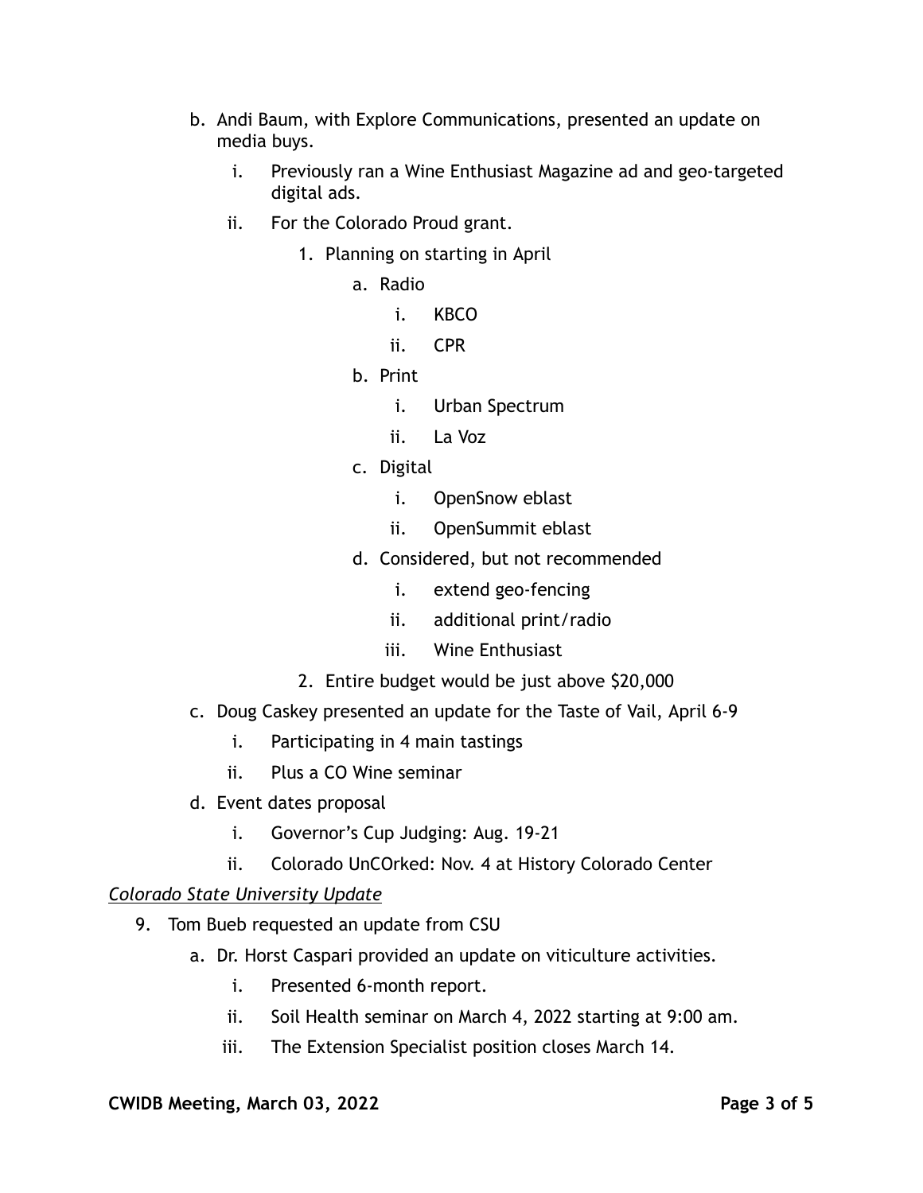b. Andi Baum, with Explore Communications, presented an update on media buys.
    i. Previously ran a Wine Enthusiast Magazine ad and geo-targeted digital ads.
    ii. For the Colorado Proud grant.
        1. Planning on starting in April
            a. Radio
                i. KBCO
                ii. CPR
            b. Print
                i. Urban Spectrum
                ii. La Voz
            c. Digital
                i. OpenSnow eblast
                ii. OpenSummit eblast
            d. Considered, but not recommended
                i. extend geo-fencing
                ii. additional print/radio
                iii. Wine Enthusiast
        2. Entire budget would be just above $20,000

c. Doug Caskey presented an update for the Taste of Vail, April 6-9
    i. Participating in 4 main tastings
    ii. Plus a CO Wine seminar

d. Event dates proposal
    i. Governor's Cup Judging: Aug. 19-21
    ii. Colorado UnCOrked: Nov. 4 at History Colorado Center

*<u>Colorado State University Update</u>*

9. Tom Bueb requested an update from CSU
    a. Dr. Horst Caspari provided an update on viticulture activities.
        i. Presented 6-month report.
        ii. Soil Health seminar on March 4, 2022 starting at 9:00 am.
        iii. The Extension Specialist position closes March 14.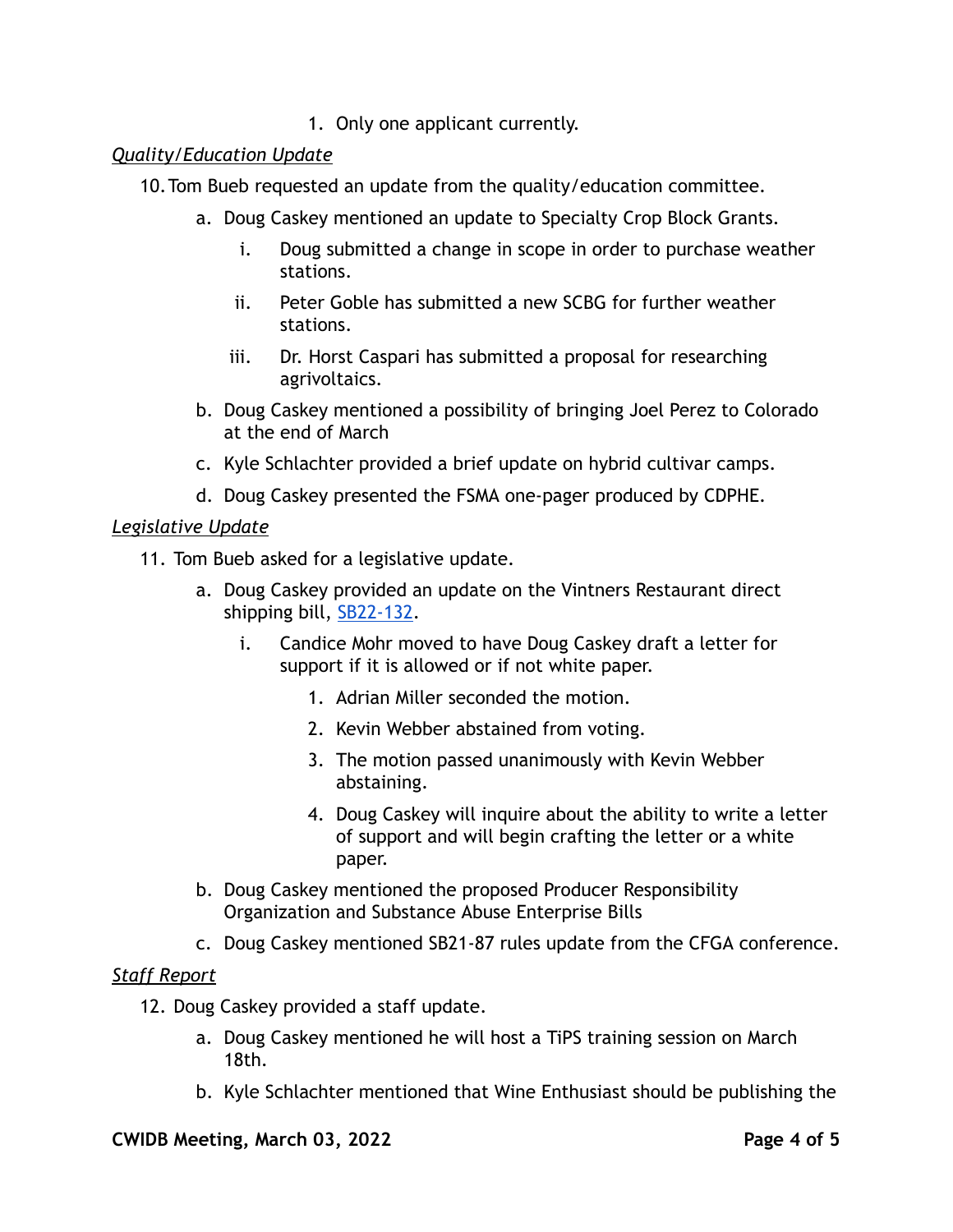1. Only one applicant currently.

*Quality/Education Update*

10. Tom Bueb requested an update from the quality/education committee.
    a. Doug Caskey mentioned an update to Specialty Crop Block Grants.
        i. Doug submitted a change in scope in order to purchase weather stations.
        ii. Peter Goble has submitted a new SCBG for further weather stations.
        iii. Dr. Horst Caspari has submitted a proposal for researching agrivoltaics.
    b. Doug Caskey mentioned a possibility of bringing Joel Perez to Colorado at the end of March
    c. Kyle Schlachter provided a brief update on hybrid cultivar camps.
    d. Doug Caskey presented the FSMA one-pager produced by CDPHE.

*Legislative Update*

11. Tom Bueb asked for a legislative update.
    a. Doug Caskey provided an update on the Vintners Restaurant direct shipping bill, SB22-132.
        i. Candice Mohr moved to have Doug Caskey draft a letter for support if it is allowed or if not white paper.
            1. Adrian Miller seconded the motion.
            2. Kevin Webber abstained from voting.
            3. The motion passed unanimously with Kevin Webber abstaining.
            4. Doug Caskey will inquire about the ability to write a letter of support and will begin crafting the letter or a white paper.
    b. Doug Caskey mentioned the proposed Producer Responsibility Organization and Substance Abuse Enterprise Bills
    c. Doug Caskey mentioned SB21-87 rules update from the CFGA conference.

*Staff Report*

12. Doug Caskey provided a staff update.
    a. Doug Caskey mentioned he will host a TiPS training session on March 18th.
    b. Kyle Schlachter mentioned that Wine Enthusiast should be publishing the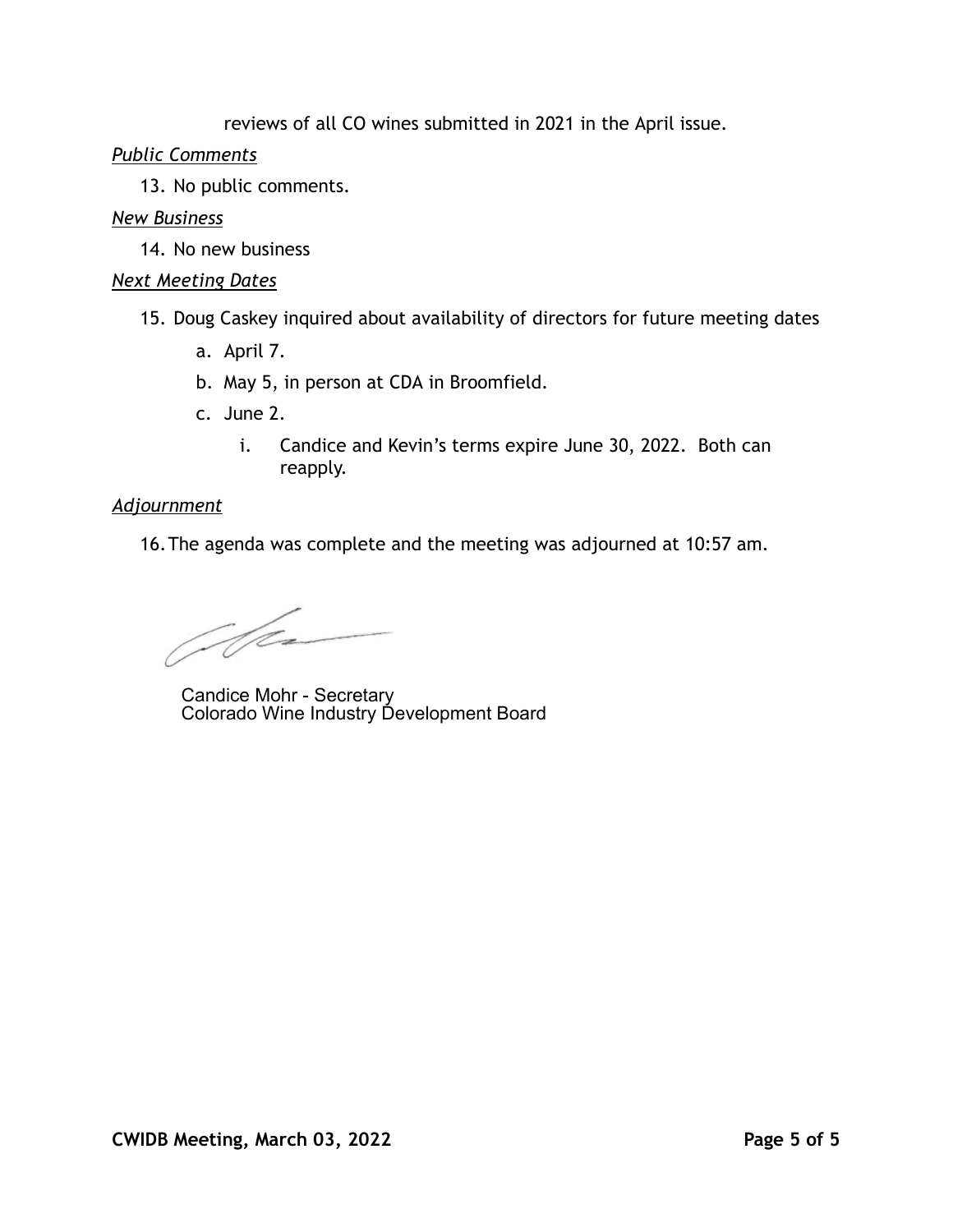reviews of all CO wines submitted in 2021 in the April issue.

*Public Comments*

13. No public comments.

*New Business*

14. No new business

*Next Meeting Dates*

15. Doug Caskey inquired about availability of directors for future meeting dates
    a. April 7.
    b. May 5, in person at CDA in Broomfield.
    c. June 2.
        i. Candice and Kevin's terms expire June 30, 2022. Both can reapply.

*Adjournment*

16. The agenda was complete and the meeting was adjourned at 10:57 am.

Candice Mohr - Secretary
Colorado Wine Industry Development Board